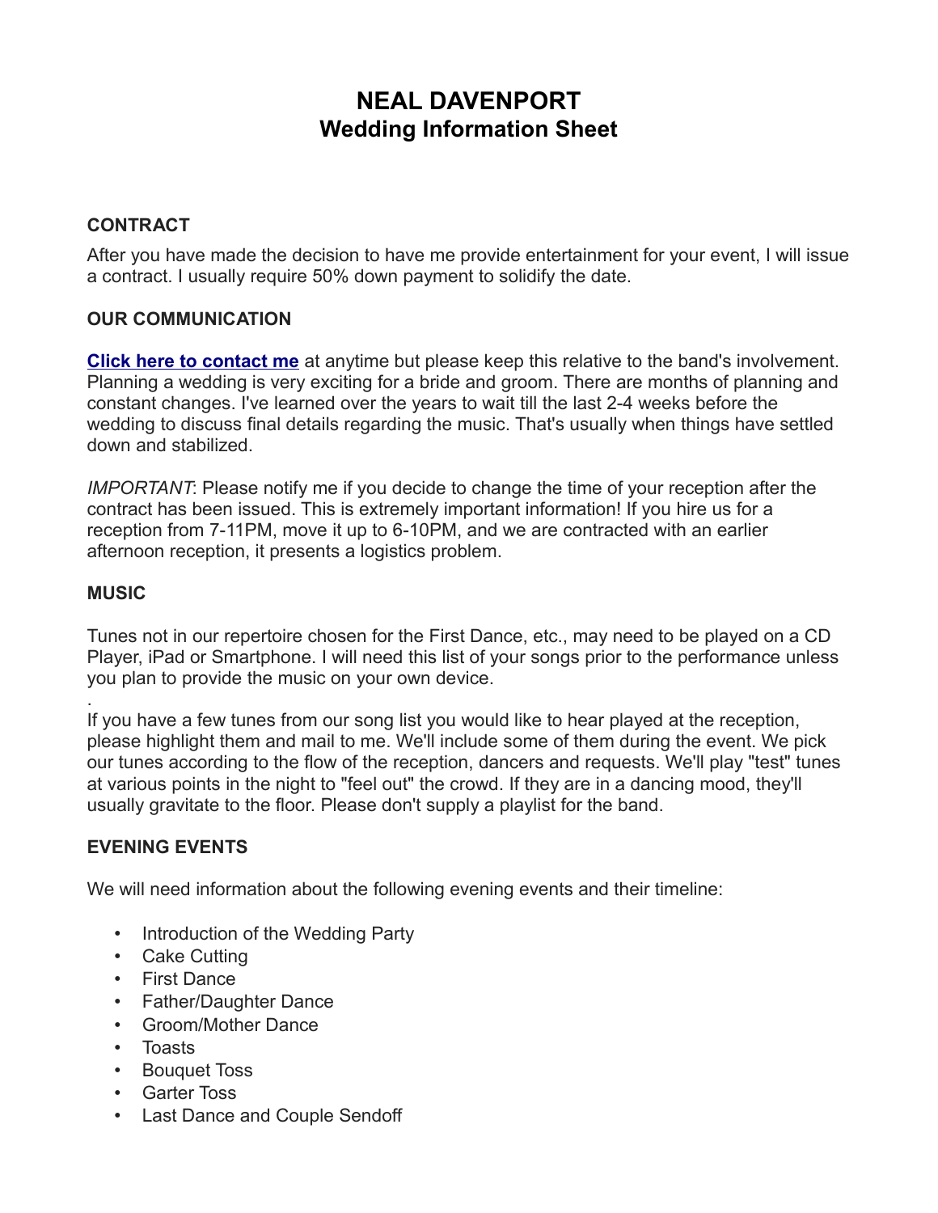# NEAL DAVENPORT
## Wedding Information Sheet

### CONTRACT

After you have made the decision to have me provide entertainment for your event, I will issue a contract. I usually require 50% down payment to solidify the date.

### OUR COMMUNICATION

**Click here to contact me** at anytime but please keep this relative to the band's involvement. Planning a wedding is very exciting for a bride and groom. There are months of planning and constant changes. I've learned over the years to wait till the last 2-4 weeks before the wedding to discuss final details regarding the music. That's usually when things have settled down and stabilized.

*IMPORTANT*: Please notify me if you decide to change the time of your reception after the contract has been issued. This is extremely important information! If you hire us for a reception from 7-11PM, move it up to 6-10PM, and we are contracted with an earlier afternoon reception, it presents a logistics problem.

### MUSIC

Tunes not in our repertoire chosen for the First Dance, etc., may need to be played on a CD Player, iPad or Smartphone. I will need this list of your songs prior to the performance unless you plan to provide the music on your own device.

.
If you have a few tunes from our song list you would like to hear played at the reception, please highlight them and mail to me. We'll include some of them during the event. We pick our tunes according to the flow of the reception, dancers and requests. We'll play "test" tunes at various points in the night to "feel out" the crowd. If they are in a dancing mood, they'll usually gravitate to the floor. Please don't supply a playlist for the band.

### EVENING EVENTS

We will need information about the following evening events and their timeline:

- Introduction of the Wedding Party
- Cake Cutting
- First Dance
- Father/Daughter Dance
- Groom/Mother Dance
- Toasts
- Bouquet Toss
- Garter Toss
- Last Dance and Couple Sendoff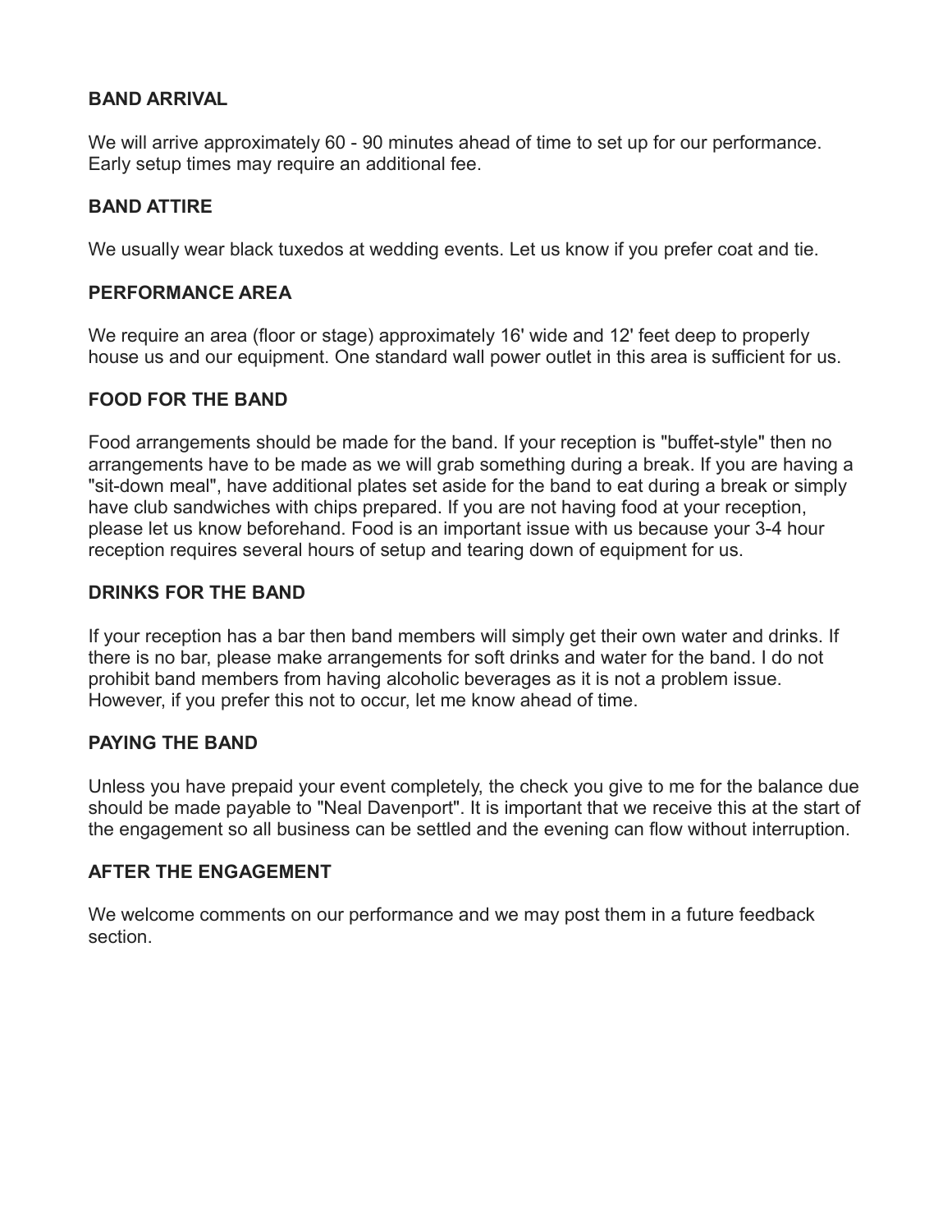**BAND ARRIVAL**

We will arrive approximately 60 - 90 minutes ahead of time to set up for our performance. Early setup times may require an additional fee.

**BAND ATTIRE**

We usually wear black tuxedos at wedding events. Let us know if you prefer coat and tie.

**PERFORMANCE AREA**

We require an area (floor or stage) approximately 16' wide and 12' feet deep to properly house us and our equipment. One standard wall power outlet in this area is sufficient for us.

**FOOD FOR THE BAND**

Food arrangements should be made for the band. If your reception is "buffet-style" then no arrangements have to be made as we will grab something during a break. If you are having a "sit-down meal", have additional plates set aside for the band to eat during a break or simply have club sandwiches with chips prepared. If you are not having food at your reception, please let us know beforehand. Food is an important issue with us because your 3-4 hour reception requires several hours of setup and tearing down of equipment for us.

**DRINKS FOR THE BAND**

If your reception has a bar then band members will simply get their own water and drinks. If there is no bar, please make arrangements for soft drinks and water for the band. I do not prohibit band members from having alcoholic beverages as it is not a problem issue. However, if you prefer this not to occur, let me know ahead of time.

**PAYING THE BAND**

Unless you have prepaid your event completely, the check you give to me for the balance due should be made payable to "Neal Davenport". It is important that we receive this at the start of the engagement so all business can be settled and the evening can flow without interruption.

**AFTER THE ENGAGEMENT**

We welcome comments on our performance and we may post them in a future feedback section.